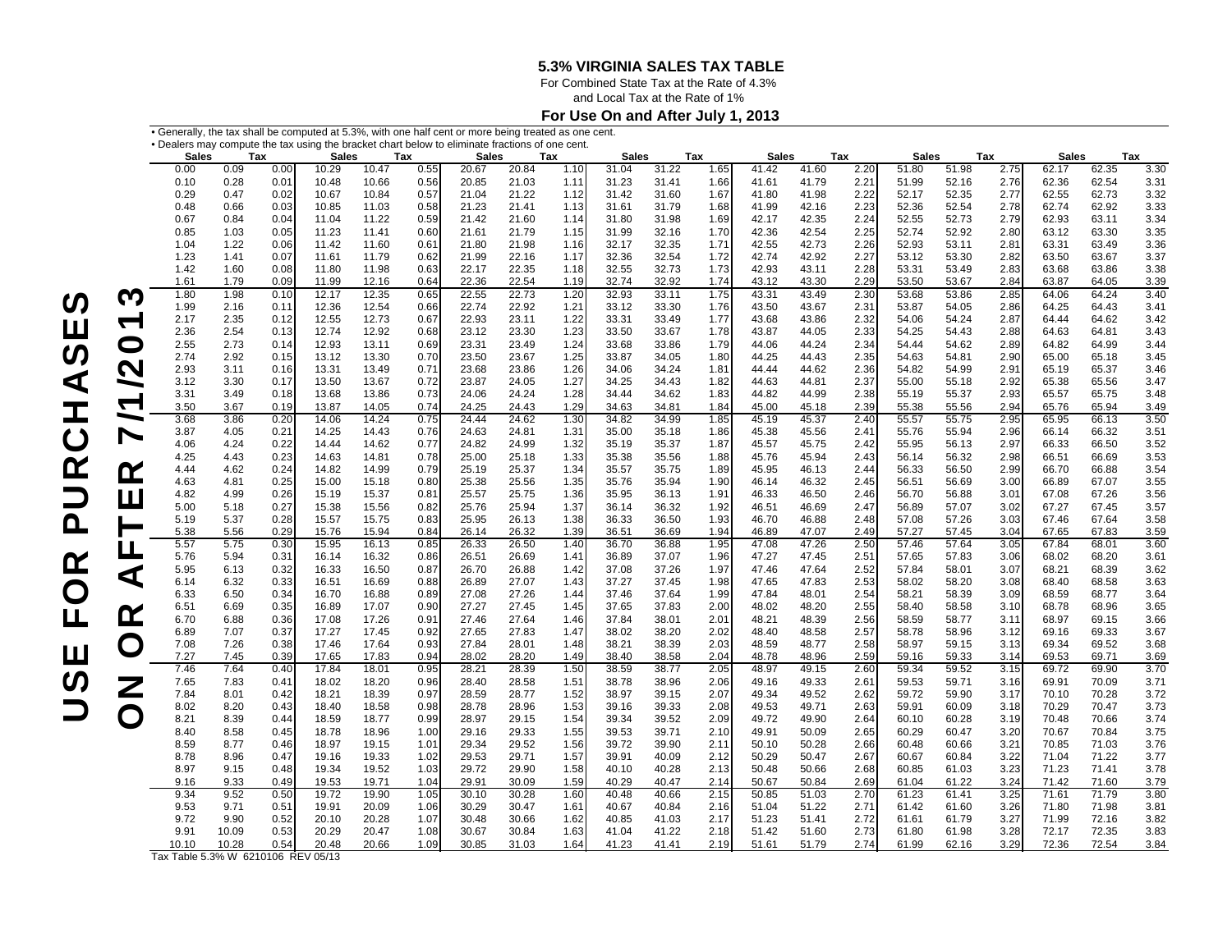# 5.3% VIRGINIA SALES TAX TABLE

For Combined State Tax at the Rate of 4.3%
and Local Tax at the Rate of 1%

**For Use On and After July 1, 2013**

• Generally, the tax shall be computed at 5.3%, with one half cent or more being treated as one cent.
• Dealers may compute the tax using the bracket chart below to eliminate fractions of one cent.

**USE FOR PURCHASES ON OR AFTER 7/1/2013**

| Sales | | Tax | Sales | | Tax | Sales | | Tax | Sales | | Tax | Sales | | Tax | Sales | | Tax | Sales | | Tax |
|---|---|---|---|---|---|---|---|---|---|---|---|---|---|---|---|---|---|---|---|---|
| 0.00 | 0.09 | 0.00 | 10.29 | 10.47 | 0.55 | 20.67 | 20.84 | 1.10 | 31.04 | 31.22 | 1.65 | 41.42 | 41.60 | 2.20 | 51.80 | 51.98 | 2.75 | 62.17 | 62.35 | 3.30 |
| 0.10 | 0.28 | 0.01 | 10.48 | 10.66 | 0.56 | 20.85 | 21.03 | 1.11 | 31.23 | 31.41 | 1.66 | 41.61 | 41.79 | 2.21 | 51.99 | 52.16 | 2.76 | 62.36 | 62.54 | 3.31 |
| 0.29 | 0.47 | 0.02 | 10.67 | 10.84 | 0.57 | 21.04 | 21.22 | 1.12 | 31.42 | 31.60 | 1.67 | 41.80 | 41.98 | 2.22 | 52.17 | 52.35 | 2.77 | 62.55 | 62.73 | 3.32 |
| 0.48 | 0.66 | 0.03 | 10.85 | 11.03 | 0.58 | 21.23 | 21.41 | 1.13 | 31.61 | 31.79 | 1.68 | 41.99 | 42.16 | 2.23 | 52.36 | 52.54 | 2.78 | 62.74 | 62.92 | 3.33 |
| 0.67 | 0.84 | 0.04 | 11.04 | 11.22 | 0.59 | 21.42 | 21.60 | 1.14 | 31.80 | 31.98 | 1.69 | 42.17 | 42.35 | 2.24 | 52.55 | 52.73 | 2.79 | 62.93 | 63.11 | 3.34 |
| 0.85 | 1.03 | 0.05 | 11.23 | 11.41 | 0.60 | 21.61 | 21.79 | 1.15 | 31.99 | 32.16 | 1.70 | 42.36 | 42.54 | 2.25 | 52.74 | 52.92 | 2.80 | 63.12 | 63.30 | 3.35 |
| 1.04 | 1.22 | 0.06 | 11.42 | 11.60 | 0.61 | 21.80 | 21.98 | 1.16 | 32.17 | 32.35 | 1.71 | 42.55 | 42.73 | 2.26 | 52.93 | 53.11 | 2.81 | 63.31 | 63.49 | 3.36 |
| 1.23 | 1.41 | 0.07 | 11.61 | 11.79 | 0.62 | 21.99 | 22.16 | 1.17 | 32.36 | 32.54 | 1.72 | 42.74 | 42.92 | 2.27 | 53.12 | 53.30 | 2.82 | 63.50 | 63.67 | 3.37 |
| 1.42 | 1.60 | 0.08 | 11.80 | 11.98 | 0.63 | 22.17 | 22.35 | 1.18 | 32.55 | 32.73 | 1.73 | 42.93 | 43.11 | 2.28 | 53.31 | 53.49 | 2.83 | 63.68 | 63.86 | 3.38 |
| 1.61 | 1.79 | 0.09 | 11.99 | 12.16 | 0.64 | 22.36 | 22.54 | 1.19 | 32.74 | 32.92 | 1.74 | 43.12 | 43.30 | 2.29 | 53.50 | 53.67 | 2.84 | 63.87 | 64.05 | 3.39 |
| 1.80 | 1.98 | 0.10 | 12.17 | 12.35 | 0.65 | 22.55 | 22.73 | 1.20 | 32.93 | 33.11 | 1.75 | 43.31 | 43.49 | 2.30 | 53.68 | 53.86 | 2.85 | 64.06 | 64.24 | 3.40 |
| 1.99 | 2.16 | 0.11 | 12.36 | 12.54 | 0.66 | 22.74 | 22.92 | 1.21 | 33.12 | 33.30 | 1.76 | 43.50 | 43.67 | 2.31 | 53.87 | 54.05 | 2.86 | 64.25 | 64.43 | 3.41 |
| 2.17 | 2.35 | 0.12 | 12.55 | 12.73 | 0.67 | 22.93 | 23.11 | 1.22 | 33.31 | 33.49 | 1.77 | 43.68 | 43.86 | 2.32 | 54.06 | 54.24 | 2.87 | 64.44 | 64.62 | 3.42 |
| 2.36 | 2.54 | 0.13 | 12.74 | 12.92 | 0.68 | 23.12 | 23.30 | 1.23 | 33.50 | 33.67 | 1.78 | 43.87 | 44.05 | 2.33 | 54.25 | 54.43 | 2.88 | 64.63 | 64.81 | 3.43 |
| 2.55 | 2.73 | 0.14 | 12.93 | 13.11 | 0.69 | 23.31 | 23.49 | 1.24 | 33.68 | 33.86 | 1.79 | 44.06 | 44.24 | 2.34 | 54.44 | 54.62 | 2.89 | 64.82 | 64.99 | 3.44 |
| 2.74 | 2.92 | 0.15 | 13.12 | 13.30 | 0.70 | 23.50 | 23.67 | 1.25 | 33.87 | 34.05 | 1.80 | 44.25 | 44.43 | 2.35 | 54.63 | 54.81 | 2.90 | 65.00 | 65.18 | 3.45 |
| 2.93 | 3.11 | 0.16 | 13.31 | 13.49 | 0.71 | 23.68 | 23.86 | 1.26 | 34.06 | 34.24 | 1.81 | 44.44 | 44.62 | 2.36 | 54.82 | 54.99 | 2.91 | 65.19 | 65.37 | 3.46 |
| 3.12 | 3.30 | 0.17 | 13.50 | 13.67 | 0.72 | 23.87 | 24.05 | 1.27 | 34.25 | 34.43 | 1.82 | 44.63 | 44.81 | 2.37 | 55.00 | 55.18 | 2.92 | 65.38 | 65.56 | 3.47 |
| 3.31 | 3.49 | 0.18 | 13.68 | 13.86 | 0.73 | 24.06 | 24.24 | 1.28 | 34.44 | 34.62 | 1.83 | 44.82 | 44.99 | 2.38 | 55.19 | 55.37 | 2.93 | 65.57 | 65.75 | 3.48 |
| 3.50 | 3.67 | 0.19 | 13.87 | 14.05 | 0.74 | 24.25 | 24.43 | 1.29 | 34.63 | 34.81 | 1.84 | 45.00 | 45.18 | 2.39 | 55.38 | 55.56 | 2.94 | 65.76 | 65.94 | 3.49 |
| 3.68 | 3.86 | 0.20 | 14.06 | 14.24 | 0.75 | 24.44 | 24.62 | 1.30 | 34.82 | 34.99 | 1.85 | 45.19 | 45.37 | 2.40 | 55.57 | 55.75 | 2.95 | 65.95 | 66.13 | 3.50 |
| 3.87 | 4.05 | 0.21 | 14.25 | 14.43 | 0.76 | 24.63 | 24.81 | 1.31 | 35.00 | 35.18 | 1.86 | 45.38 | 45.56 | 2.41 | 55.76 | 55.94 | 2.96 | 66.14 | 66.32 | 3.51 |
| 4.06 | 4.24 | 0.22 | 14.44 | 14.62 | 0.77 | 24.82 | 24.99 | 1.32 | 35.19 | 35.37 | 1.87 | 45.57 | 45.75 | 2.42 | 55.95 | 56.13 | 2.97 | 66.33 | 66.50 | 3.52 |
| 4.25 | 4.43 | 0.23 | 14.63 | 14.81 | 0.78 | 25.00 | 25.18 | 1.33 | 35.38 | 35.56 | 1.88 | 45.76 | 45.94 | 2.43 | 56.14 | 56.32 | 2.98 | 66.51 | 66.69 | 3.53 |
| 4.44 | 4.62 | 0.24 | 14.82 | 14.99 | 0.79 | 25.19 | 25.37 | 1.34 | 35.57 | 35.75 | 1.89 | 45.95 | 46.13 | 2.44 | 56.33 | 56.50 | 2.99 | 66.70 | 66.88 | 3.54 |
| 4.63 | 4.81 | 0.25 | 15.00 | 15.18 | 0.80 | 25.38 | 25.56 | 1.35 | 35.76 | 35.94 | 1.90 | 46.14 | 46.32 | 2.45 | 56.51 | 56.69 | 3.00 | 66.89 | 67.07 | 3.55 |
| 4.82 | 4.99 | 0.26 | 15.19 | 15.37 | 0.81 | 25.57 | 25.75 | 1.36 | 35.95 | 36.13 | 1.91 | 46.33 | 46.50 | 2.46 | 56.70 | 56.88 | 3.01 | 67.08 | 67.26 | 3.56 |
| 5.00 | 5.18 | 0.27 | 15.38 | 15.56 | 0.82 | 25.76 | 25.94 | 1.37 | 36.14 | 36.32 | 1.92 | 46.51 | 46.69 | 2.47 | 56.89 | 57.07 | 3.02 | 67.27 | 67.45 | 3.57 |
| 5.19 | 5.37 | 0.28 | 15.57 | 15.75 | 0.83 | 25.95 | 26.13 | 1.38 | 36.33 | 36.50 | 1.93 | 46.70 | 46.88 | 2.48 | 57.08 | 57.26 | 3.03 | 67.46 | 67.64 | 3.58 |
| 5.38 | 5.56 | 0.29 | 15.76 | 15.94 | 0.84 | 26.14 | 26.32 | 1.39 | 36.51 | 36.69 | 1.94 | 46.89 | 47.07 | 2.49 | 57.27 | 57.45 | 3.04 | 67.65 | 67.83 | 3.59 |
| 5.57 | 5.75 | 0.30 | 15.95 | 16.13 | 0.85 | 26.33 | 26.50 | 1.40 | 36.70 | 36.88 | 1.95 | 47.08 | 47.26 | 2.50 | 57.46 | 57.64 | 3.05 | 67.84 | 68.01 | 3.60 |
| 5.76 | 5.94 | 0.31 | 16.14 | 16.32 | 0.86 | 26.51 | 26.69 | 1.41 | 36.89 | 37.07 | 1.96 | 47.27 | 47.45 | 2.51 | 57.65 | 57.83 | 3.06 | 68.02 | 68.20 | 3.61 |
| 5.95 | 6.13 | 0.32 | 16.33 | 16.50 | 0.87 | 26.70 | 26.88 | 1.42 | 37.08 | 37.26 | 1.97 | 47.46 | 47.64 | 2.52 | 57.84 | 58.01 | 3.07 | 68.21 | 68.39 | 3.62 |
| 6.14 | 6.32 | 0.33 | 16.51 | 16.69 | 0.88 | 26.89 | 27.07 | 1.43 | 37.27 | 37.45 | 1.98 | 47.65 | 47.83 | 2.53 | 58.02 | 58.20 | 3.08 | 68.40 | 68.58 | 3.63 |
| 6.33 | 6.50 | 0.34 | 16.70 | 16.88 | 0.89 | 27.08 | 27.26 | 1.44 | 37.46 | 37.64 | 1.99 | 47.84 | 48.01 | 2.54 | 58.21 | 58.39 | 3.09 | 68.59 | 68.77 | 3.64 |
| 6.51 | 6.69 | 0.35 | 16.89 | 17.07 | 0.90 | 27.27 | 27.45 | 1.45 | 37.65 | 37.83 | 2.00 | 48.02 | 48.20 | 2.55 | 58.40 | 58.58 | 3.10 | 68.78 | 68.96 | 3.65 |
| 6.70 | 6.88 | 0.36 | 17.08 | 17.26 | 0.91 | 27.46 | 27.64 | 1.46 | 37.84 | 38.01 | 2.01 | 48.21 | 48.39 | 2.56 | 58.59 | 58.77 | 3.11 | 68.97 | 69.15 | 3.66 |
| 6.89 | 7.07 | 0.37 | 17.27 | 17.45 | 0.92 | 27.65 | 27.83 | 1.47 | 38.02 | 38.20 | 2.02 | 48.40 | 48.58 | 2.57 | 58.78 | 58.96 | 3.12 | 69.16 | 69.33 | 3.67 |
| 7.08 | 7.26 | 0.38 | 17.46 | 17.64 | 0.93 | 27.84 | 28.01 | 1.48 | 38.21 | 38.39 | 2.03 | 48.59 | 48.77 | 2.58 | 58.97 | 59.15 | 3.13 | 69.34 | 69.52 | 3.68 |
| 7.27 | 7.45 | 0.39 | 17.65 | 17.83 | 0.94 | 28.02 | 28.20 | 1.49 | 38.40 | 38.58 | 2.04 | 48.78 | 48.96 | 2.59 | 59.16 | 59.33 | 3.14 | 69.53 | 69.71 | 3.69 |
| 7.46 | 7.64 | 0.40 | 17.84 | 18.01 | 0.95 | 28.21 | 28.39 | 1.50 | 38.59 | 38.77 | 2.05 | 48.97 | 49.15 | 2.60 | 59.34 | 59.52 | 3.15 | 69.72 | 69.90 | 3.70 |
| 7.65 | 7.83 | 0.41 | 18.02 | 18.20 | 0.96 | 28.40 | 28.58 | 1.51 | 38.78 | 38.96 | 2.06 | 49.16 | 49.33 | 2.61 | 59.53 | 59.71 | 3.16 | 69.91 | 70.09 | 3.71 |
| 7.84 | 8.01 | 0.42 | 18.21 | 18.39 | 0.97 | 28.59 | 28.77 | 1.52 | 38.97 | 39.15 | 2.07 | 49.34 | 49.52 | 2.62 | 59.72 | 59.90 | 3.17 | 70.10 | 70.28 | 3.72 |
| 8.02 | 8.20 | 0.43 | 18.40 | 18.58 | 0.98 | 28.78 | 28.96 | 1.53 | 39.16 | 39.33 | 2.08 | 49.53 | 49.71 | 2.63 | 59.91 | 60.09 | 3.18 | 70.29 | 70.47 | 3.73 |
| 8.21 | 8.39 | 0.44 | 18.59 | 18.77 | 0.99 | 28.97 | 29.15 | 1.54 | 39.34 | 39.52 | 2.09 | 49.72 | 49.90 | 2.64 | 60.10 | 60.28 | 3.19 | 70.48 | 70.66 | 3.74 |
| 8.40 | 8.58 | 0.45 | 18.78 | 18.96 | 1.00 | 29.16 | 29.33 | 1.55 | 39.53 | 39.71 | 2.10 | 49.91 | 50.09 | 2.65 | 60.29 | 60.47 | 3.20 | 70.67 | 70.84 | 3.75 |
| 8.59 | 8.77 | 0.46 | 18.97 | 19.15 | 1.01 | 29.34 | 29.52 | 1.56 | 39.72 | 39.90 | 2.11 | 50.10 | 50.28 | 2.66 | 60.48 | 60.66 | 3.21 | 70.85 | 71.03 | 3.76 |
| 8.78 | 8.96 | 0.47 | 19.16 | 19.33 | 1.02 | 29.53 | 29.71 | 1.57 | 39.91 | 40.09 | 2.12 | 50.29 | 50.47 | 2.67 | 60.67 | 60.84 | 3.22 | 71.04 | 71.22 | 3.77 |
| 8.97 | 9.15 | 0.48 | 19.34 | 19.52 | 1.03 | 29.72 | 29.90 | 1.58 | 40.10 | 40.28 | 2.13 | 50.48 | 50.66 | 2.68 | 60.85 | 61.03 | 3.23 | 71.23 | 71.41 | 3.78 |
| 9.16 | 9.33 | 0.49 | 19.53 | 19.71 | 1.04 | 29.91 | 30.09 | 1.59 | 40.29 | 40.47 | 2.14 | 50.67 | 50.84 | 2.69 | 61.04 | 61.22 | 3.24 | 71.42 | 71.60 | 3.79 |
| 9.34 | 9.52 | 0.50 | 19.72 | 19.90 | 1.05 | 30.10 | 30.28 | 1.60 | 40.48 | 40.66 | 2.15 | 50.85 | 51.03 | 2.70 | 61.23 | 61.41 | 3.25 | 71.61 | 71.79 | 3.80 |
| 9.53 | 9.71 | 0.51 | 19.91 | 20.09 | 1.06 | 30.29 | 30.47 | 1.61 | 40.67 | 40.84 | 2.16 | 51.04 | 51.22 | 2.71 | 61.42 | 61.60 | 3.26 | 71.80 | 71.98 | 3.81 |
| 9.72 | 9.90 | 0.52 | 20.10 | 20.28 | 1.07 | 30.48 | 30.66 | 1.62 | 40.85 | 41.03 | 2.17 | 51.23 | 51.41 | 2.72 | 61.61 | 61.79 | 3.27 | 71.99 | 72.16 | 3.82 |
| 9.91 | 10.09 | 0.53 | 20.29 | 20.47 | 1.08 | 30.67 | 30.84 | 1.63 | 41.04 | 41.22 | 2.18 | 51.42 | 51.60 | 2.73 | 61.80 | 61.98 | 3.28 | 72.17 | 72.35 | 3.83 |
| 10.10 | 10.28 | 0.54 | 20.48 | 20.66 | 1.09 | 30.85 | 31.03 | 1.64 | 41.23 | 41.41 | 2.19 | 51.61 | 51.79 | 2.74 | 61.99 | 62.16 | 3.29 | 72.36 | 72.54 | 3.84 |

Tax Table 5.3% W 6210106 REV 05/13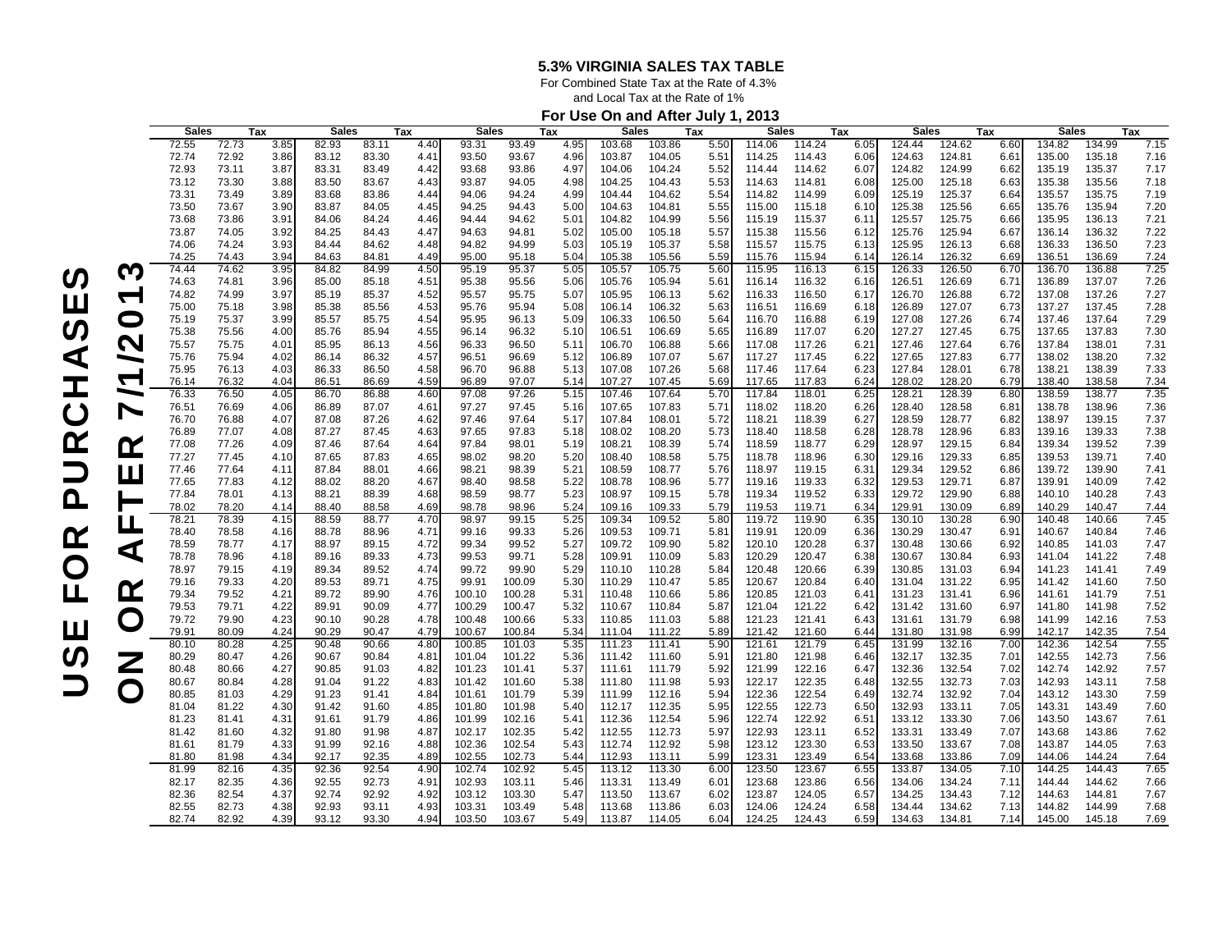# 5.3% VIRGINIA SALES TAX TABLE

For Combined State Tax at the Rate of 4.3%
and Local Tax at the Rate of 1%

**For Use On and After July 1, 2013**

**USE FOR PURCHASES ON OR AFTER 7/1/2013**

| Sales | | Tax | Sales | | Tax | Sales | | Tax | Sales | | Tax | Sales | | Tax | Sales | | Tax | Sales | | Tax |
|---|---|---|---|---|---|---|---|---|---|---|---|---|---|---|---|---|---|---|---|---|
| 72.55 | 72.73 | 3.85 | 82.93 | 83.11 | 4.40 | 93.31 | 93.49 | 4.95 | 103.68 | 103.86 | 5.50 | 114.06 | 114.24 | 6.05 | 124.44 | 124.62 | 6.60 | 134.82 | 134.99 | 7.15 |
| 72.74 | 72.92 | 3.86 | 83.12 | 83.30 | 4.41 | 93.50 | 93.67 | 4.96 | 103.87 | 104.05 | 5.51 | 114.25 | 114.43 | 6.06 | 124.63 | 124.81 | 6.61 | 135.00 | 135.18 | 7.16 |
| 72.93 | 73.11 | 3.87 | 83.31 | 83.49 | 4.42 | 93.68 | 93.86 | 4.97 | 104.06 | 104.24 | 5.52 | 114.44 | 114.62 | 6.07 | 124.82 | 124.99 | 6.62 | 135.19 | 135.37 | 7.17 |
| 73.12 | 73.30 | 3.88 | 83.50 | 83.67 | 4.43 | 93.87 | 94.05 | 4.98 | 104.25 | 104.43 | 5.53 | 114.63 | 114.81 | 6.08 | 125.00 | 125.18 | 6.63 | 135.38 | 135.56 | 7.18 |
| 73.31 | 73.49 | 3.89 | 83.68 | 83.86 | 4.44 | 94.06 | 94.24 | 4.99 | 104.44 | 104.62 | 5.54 | 114.82 | 114.99 | 6.09 | 125.19 | 125.37 | 6.64 | 135.57 | 135.75 | 7.19 |
| 73.50 | 73.67 | 3.90 | 83.87 | 84.05 | 4.45 | 94.25 | 94.43 | 5.00 | 104.63 | 104.81 | 5.55 | 115.00 | 115.18 | 6.10 | 125.38 | 125.56 | 6.65 | 135.76 | 135.94 | 7.20 |
| 73.68 | 73.86 | 3.91 | 84.06 | 84.24 | 4.46 | 94.44 | 94.62 | 5.01 | 104.82 | 104.99 | 5.56 | 115.19 | 115.37 | 6.11 | 125.57 | 125.75 | 6.66 | 135.95 | 136.13 | 7.21 |
| 73.87 | 74.05 | 3.92 | 84.25 | 84.43 | 4.47 | 94.63 | 94.81 | 5.02 | 105.00 | 105.18 | 5.57 | 115.38 | 115.56 | 6.12 | 125.76 | 125.94 | 6.67 | 136.14 | 136.32 | 7.22 |
| 74.06 | 74.24 | 3.93 | 84.44 | 84.62 | 4.48 | 94.82 | 94.99 | 5.03 | 105.19 | 105.37 | 5.58 | 115.57 | 115.75 | 6.13 | 125.95 | 126.13 | 6.68 | 136.33 | 136.50 | 7.23 |
| 74.25 | 74.43 | 3.94 | 84.63 | 84.81 | 4.49 | 95.00 | 95.18 | 5.04 | 105.38 | 105.56 | 5.59 | 115.76 | 115.94 | 6.14 | 126.14 | 126.32 | 6.69 | 136.51 | 136.69 | 7.24 |
| 74.44 | 74.62 | 3.95 | 84.82 | 84.99 | 4.50 | 95.19 | 95.37 | 5.05 | 105.57 | 105.75 | 5.60 | 115.95 | 116.13 | 6.15 | 126.33 | 126.50 | 6.70 | 136.70 | 136.88 | 7.25 |
| 74.63 | 74.81 | 3.96 | 85.00 | 85.18 | 4.51 | 95.38 | 95.56 | 5.06 | 105.76 | 105.94 | 5.61 | 116.14 | 116.32 | 6.16 | 126.51 | 126.69 | 6.71 | 136.89 | 137.07 | 7.26 |
| 74.82 | 74.99 | 3.97 | 85.19 | 85.37 | 4.52 | 95.57 | 95.75 | 5.07 | 105.95 | 106.13 | 5.62 | 116.33 | 116.50 | 6.17 | 126.70 | 126.88 | 6.72 | 137.08 | 137.26 | 7.27 |
| 75.00 | 75.18 | 3.98 | 85.38 | 85.56 | 4.53 | 95.76 | 95.94 | 5.08 | 106.14 | 106.32 | 5.63 | 116.51 | 116.69 | 6.18 | 126.89 | 127.07 | 6.73 | 137.27 | 137.45 | 7.28 |
| 75.19 | 75.37 | 3.99 | 85.57 | 85.75 | 4.54 | 95.95 | 96.13 | 5.09 | 106.33 | 106.50 | 5.64 | 116.70 | 116.88 | 6.19 | 127.08 | 127.26 | 6.74 | 137.46 | 137.64 | 7.29 |
| 75.38 | 75.56 | 4.00 | 85.76 | 85.94 | 4.55 | 96.14 | 96.32 | 5.10 | 106.51 | 106.69 | 5.65 | 116.89 | 117.07 | 6.20 | 127.27 | 127.45 | 6.75 | 137.65 | 137.83 | 7.30 |
| 75.57 | 75.75 | 4.01 | 85.95 | 86.13 | 4.56 | 96.33 | 96.50 | 5.11 | 106.70 | 106.88 | 5.66 | 117.08 | 117.26 | 6.21 | 127.46 | 127.64 | 6.76 | 137.84 | 138.01 | 7.31 |
| 75.76 | 75.94 | 4.02 | 86.14 | 86.32 | 4.57 | 96.51 | 96.69 | 5.12 | 106.89 | 107.07 | 5.67 | 117.27 | 117.45 | 6.22 | 127.65 | 127.83 | 6.77 | 138.02 | 138.20 | 7.32 |
| 75.95 | 76.13 | 4.03 | 86.33 | 86.50 | 4.58 | 96.70 | 96.88 | 5.13 | 107.08 | 107.26 | 5.68 | 117.46 | 117.64 | 6.23 | 127.84 | 128.01 | 6.78 | 138.21 | 138.39 | 7.33 |
| 76.14 | 76.32 | 4.04 | 86.51 | 86.69 | 4.59 | 96.89 | 97.07 | 5.14 | 107.27 | 107.45 | 5.69 | 117.65 | 117.83 | 6.24 | 128.02 | 128.20 | 6.79 | 138.40 | 138.58 | 7.34 |
| 76.33 | 76.50 | 4.05 | 86.70 | 86.88 | 4.60 | 97.08 | 97.26 | 5.15 | 107.46 | 107.64 | 5.70 | 117.84 | 118.01 | 6.25 | 128.21 | 128.39 | 6.80 | 138.59 | 138.77 | 7.35 |
| 76.51 | 76.69 | 4.06 | 86.89 | 87.07 | 4.61 | 97.27 | 97.45 | 5.16 | 107.65 | 107.83 | 5.71 | 118.02 | 118.20 | 6.26 | 128.40 | 128.58 | 6.81 | 138.78 | 138.96 | 7.36 |
| 76.70 | 76.88 | 4.07 | 87.08 | 87.26 | 4.62 | 97.46 | 97.64 | 5.17 | 107.84 | 108.01 | 5.72 | 118.21 | 118.39 | 6.27 | 128.59 | 128.77 | 6.82 | 138.97 | 139.15 | 7.37 |
| 76.89 | 77.07 | 4.08 | 87.27 | 87.45 | 4.63 | 97.65 | 97.83 | 5.18 | 108.02 | 108.20 | 5.73 | 118.40 | 118.58 | 6.28 | 128.78 | 128.96 | 6.83 | 139.16 | 139.33 | 7.38 |
| 77.08 | 77.26 | 4.09 | 87.46 | 87.64 | 4.64 | 97.84 | 98.01 | 5.19 | 108.21 | 108.39 | 5.74 | 118.59 | 118.77 | 6.29 | 128.97 | 129.15 | 6.84 | 139.34 | 139.52 | 7.39 |
| 77.27 | 77.45 | 4.10 | 87.65 | 87.83 | 4.65 | 98.02 | 98.20 | 5.20 | 108.40 | 108.58 | 5.75 | 118.78 | 118.96 | 6.30 | 129.16 | 129.33 | 6.85 | 139.53 | 139.71 | 7.40 |
| 77.46 | 77.64 | 4.11 | 87.84 | 88.01 | 4.66 | 98.21 | 98.39 | 5.21 | 108.59 | 108.77 | 5.76 | 118.97 | 119.15 | 6.31 | 129.34 | 129.52 | 6.86 | 139.72 | 139.90 | 7.41 |
| 77.65 | 77.83 | 4.12 | 88.02 | 88.20 | 4.67 | 98.40 | 98.58 | 5.22 | 108.78 | 108.96 | 5.77 | 119.16 | 119.33 | 6.32 | 129.53 | 129.71 | 6.87 | 139.91 | 140.09 | 7.42 |
| 77.84 | 78.01 | 4.13 | 88.21 | 88.39 | 4.68 | 98.59 | 98.77 | 5.23 | 108.97 | 109.15 | 5.78 | 119.34 | 119.52 | 6.33 | 129.72 | 129.90 | 6.88 | 140.10 | 140.28 | 7.43 |
| 78.02 | 78.20 | 4.14 | 88.40 | 88.58 | 4.69 | 98.78 | 98.96 | 5.24 | 109.16 | 109.33 | 5.79 | 119.53 | 119.71 | 6.34 | 129.91 | 130.09 | 6.89 | 140.29 | 140.47 | 7.44 |
| 78.21 | 78.39 | 4.15 | 88.59 | 88.77 | 4.70 | 98.97 | 99.15 | 5.25 | 109.34 | 109.52 | 5.80 | 119.72 | 119.90 | 6.35 | 130.10 | 130.28 | 6.90 | 140.48 | 140.66 | 7.45 |
| 78.40 | 78.58 | 4.16 | 88.78 | 88.96 | 4.71 | 99.16 | 99.33 | 5.26 | 109.53 | 109.71 | 5.81 | 119.91 | 120.09 | 6.36 | 130.29 | 130.47 | 6.91 | 140.67 | 140.84 | 7.46 |
| 78.59 | 78.77 | 4.17 | 88.97 | 89.15 | 4.72 | 99.34 | 99.52 | 5.27 | 109.72 | 109.90 | 5.82 | 120.10 | 120.28 | 6.37 | 130.48 | 130.66 | 6.92 | 140.85 | 141.03 | 7.47 |
| 78.78 | 78.96 | 4.18 | 89.16 | 89.33 | 4.73 | 99.53 | 99.71 | 5.28 | 109.91 | 110.09 | 5.83 | 120.29 | 120.47 | 6.38 | 130.67 | 130.84 | 6.93 | 141.04 | 141.22 | 7.48 |
| 78.97 | 79.15 | 4.19 | 89.34 | 89.52 | 4.74 | 99.72 | 99.90 | 5.29 | 110.10 | 110.28 | 5.84 | 120.48 | 120.66 | 6.39 | 130.85 | 131.03 | 6.94 | 141.23 | 141.41 | 7.49 |
| 79.16 | 79.33 | 4.20 | 89.53 | 89.71 | 4.75 | 99.91 | 100.09 | 5.30 | 110.29 | 110.47 | 5.85 | 120.67 | 120.84 | 6.40 | 131.04 | 131.22 | 6.95 | 141.42 | 141.60 | 7.50 |
| 79.34 | 79.52 | 4.21 | 89.72 | 89.90 | 4.76 | 100.10 | 100.28 | 5.31 | 110.48 | 110.66 | 5.86 | 120.85 | 121.03 | 6.41 | 131.23 | 131.41 | 6.96 | 141.61 | 141.79 | 7.51 |
| 79.53 | 79.71 | 4.22 | 89.91 | 90.09 | 4.77 | 100.29 | 100.47 | 5.32 | 110.67 | 110.84 | 5.87 | 121.04 | 121.22 | 6.42 | 131.42 | 131.60 | 6.97 | 141.80 | 141.98 | 7.52 |
| 79.72 | 79.90 | 4.23 | 90.10 | 90.28 | 4.78 | 100.48 | 100.66 | 5.33 | 110.85 | 111.03 | 5.88 | 121.23 | 121.41 | 6.43 | 131.61 | 131.79 | 6.98 | 141.99 | 142.16 | 7.53 |
| 79.91 | 80.09 | 4.24 | 90.29 | 90.47 | 4.79 | 100.67 | 100.84 | 5.34 | 111.04 | 111.22 | 5.89 | 121.42 | 121.60 | 6.44 | 131.80 | 131.98 | 6.99 | 142.17 | 142.35 | 7.54 |
| 80.10 | 80.28 | 4.25 | 90.48 | 90.66 | 4.80 | 100.85 | 101.03 | 5.35 | 111.23 | 111.41 | 5.90 | 121.61 | 121.79 | 6.45 | 131.99 | 132.16 | 7.00 | 142.36 | 142.54 | 7.55 |
| 80.29 | 80.47 | 4.26 | 90.67 | 90.84 | 4.81 | 101.04 | 101.22 | 5.36 | 111.42 | 111.60 | 5.91 | 121.80 | 121.98 | 6.46 | 132.17 | 132.35 | 7.01 | 142.55 | 142.73 | 7.56 |
| 80.48 | 80.66 | 4.27 | 90.85 | 91.03 | 4.82 | 101.23 | 101.41 | 5.37 | 111.61 | 111.79 | 5.92 | 121.99 | 122.16 | 6.47 | 132.36 | 132.54 | 7.02 | 142.74 | 142.92 | 7.57 |
| 80.67 | 80.84 | 4.28 | 91.04 | 91.22 | 4.83 | 101.42 | 101.60 | 5.38 | 111.80 | 111.98 | 5.93 | 122.17 | 122.35 | 6.48 | 132.55 | 132.73 | 7.03 | 142.93 | 143.11 | 7.58 |
| 80.85 | 81.03 | 4.29 | 91.23 | 91.41 | 4.84 | 101.61 | 101.79 | 5.39 | 111.99 | 112.16 | 5.94 | 122.36 | 122.54 | 6.49 | 132.74 | 132.92 | 7.04 | 143.12 | 143.30 | 7.59 |
| 81.04 | 81.22 | 4.30 | 91.42 | 91.60 | 4.85 | 101.80 | 101.98 | 5.40 | 112.17 | 112.35 | 5.95 | 122.55 | 122.73 | 6.50 | 132.93 | 133.11 | 7.05 | 143.31 | 143.49 | 7.60 |
| 81.23 | 81.41 | 4.31 | 91.61 | 91.79 | 4.86 | 101.99 | 102.16 | 5.41 | 112.36 | 112.54 | 5.96 | 122.74 | 122.92 | 6.51 | 133.12 | 133.30 | 7.06 | 143.50 | 143.67 | 7.61 |
| 81.42 | 81.60 | 4.32 | 91.80 | 91.98 | 4.87 | 102.17 | 102.35 | 5.42 | 112.55 | 112.73 | 5.97 | 122.93 | 123.11 | 6.52 | 133.31 | 133.49 | 7.07 | 143.68 | 143.86 | 7.62 |
| 81.61 | 81.79 | 4.33 | 91.99 | 92.16 | 4.88 | 102.36 | 102.54 | 5.43 | 112.74 | 112.92 | 5.98 | 123.12 | 123.30 | 6.53 | 133.50 | 133.67 | 7.08 | 143.87 | 144.05 | 7.63 |
| 81.80 | 81.98 | 4.34 | 92.17 | 92.35 | 4.89 | 102.55 | 102.73 | 5.44 | 112.93 | 113.11 | 5.99 | 123.31 | 123.49 | 6.54 | 133.68 | 133.86 | 7.09 | 144.06 | 144.24 | 7.64 |
| 81.99 | 82.16 | 4.35 | 92.36 | 92.54 | 4.90 | 102.74 | 102.92 | 5.45 | 113.12 | 113.30 | 6.00 | 123.50 | 123.67 | 6.55 | 133.87 | 134.05 | 7.10 | 144.25 | 144.43 | 7.65 |
| 82.17 | 82.35 | 4.36 | 92.55 | 92.73 | 4.91 | 102.93 | 103.11 | 5.46 | 113.31 | 113.49 | 6.01 | 123.68 | 123.86 | 6.56 | 134.06 | 134.24 | 7.11 | 144.44 | 144.62 | 7.66 |
| 82.36 | 82.54 | 4.37 | 92.74 | 92.92 | 4.92 | 103.12 | 103.30 | 5.47 | 113.50 | 113.67 | 6.02 | 123.87 | 124.05 | 6.57 | 134.25 | 134.43 | 7.12 | 144.63 | 144.81 | 7.67 |
| 82.55 | 82.73 | 4.38 | 92.93 | 93.11 | 4.93 | 103.31 | 103.49 | 5.48 | 113.68 | 113.86 | 6.03 | 124.06 | 124.24 | 6.58 | 134.44 | 134.62 | 7.13 | 144.82 | 144.99 | 7.68 |
| 82.74 | 82.92 | 4.39 | 93.12 | 93.30 | 4.94 | 103.50 | 103.67 | 5.49 | 113.87 | 114.05 | 6.04 | 124.25 | 124.43 | 6.59 | 134.63 | 134.81 | 7.14 | 145.00 | 145.18 | 7.69 |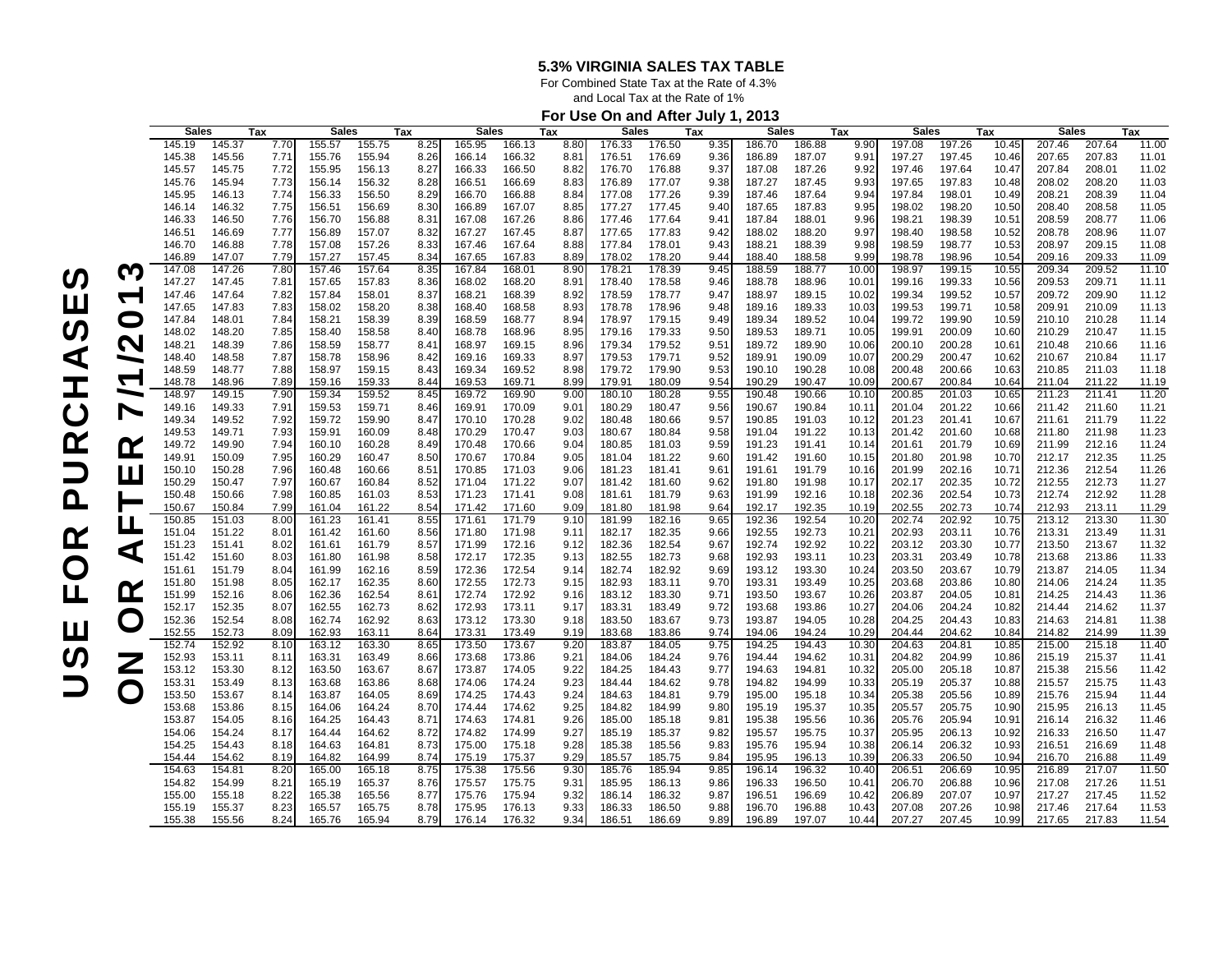# 5.3% VIRGINIA SALES TAX TABLE

For Combined State Tax at the Rate of 4.3%
and Local Tax at the Rate of 1%

## For Use On and After July 1, 2013

USE FOR PURCHASES ON OR AFTER 7/1/2013

| Sales | | Tax | Sales | | Tax | Sales | | Tax | Sales | | Tax | Sales | | Tax | Sales | | Tax | Sales | | Tax |
|---|---|---|---|---|---|---|---|---|---|---|---|---|---|---|---|---|---|---|---|---|
| 145.19 | 145.37 | 7.70 | 155.57 | 155.75 | 8.25 | 165.95 | 166.13 | 8.80 | 176.33 | 176.50 | 9.35 | 186.70 | 186.88 | 9.90 | 197.08 | 197.26 | 10.45 | 207.46 | 207.64 | 11.00 |
| 145.38 | 145.56 | 7.71 | 155.76 | 155.94 | 8.26 | 166.14 | 166.32 | 8.81 | 176.51 | 176.69 | 9.36 | 186.89 | 187.07 | 9.91 | 197.27 | 197.45 | 10.46 | 207.65 | 207.83 | 11.01 |
| 145.57 | 145.75 | 7.72 | 155.95 | 156.13 | 8.27 | 166.33 | 166.50 | 8.82 | 176.70 | 176.88 | 9.37 | 187.08 | 187.26 | 9.92 | 197.46 | 197.64 | 10.47 | 207.84 | 208.01 | 11.02 |
| 145.76 | 145.94 | 7.73 | 156.14 | 156.32 | 8.28 | 166.51 | 166.69 | 8.83 | 176.89 | 177.07 | 9.38 | 187.27 | 187.45 | 9.93 | 197.65 | 197.83 | 10.48 | 208.02 | 208.20 | 11.03 |
| 145.95 | 146.13 | 7.74 | 156.33 | 156.50 | 8.29 | 166.70 | 166.88 | 8.84 | 177.08 | 177.26 | 9.39 | 187.46 | 187.64 | 9.94 | 197.84 | 198.01 | 10.49 | 208.21 | 208.39 | 11.04 |
| 146.14 | 146.32 | 7.75 | 156.51 | 156.69 | 8.30 | 166.89 | 167.07 | 8.85 | 177.27 | 177.45 | 9.40 | 187.65 | 187.83 | 9.95 | 198.02 | 198.20 | 10.50 | 208.40 | 208.58 | 11.05 |
| 146.33 | 146.50 | 7.76 | 156.70 | 156.88 | 8.31 | 167.08 | 167.26 | 8.86 | 177.46 | 177.64 | 9.41 | 187.84 | 188.01 | 9.96 | 198.21 | 198.39 | 10.51 | 208.59 | 208.77 | 11.06 |
| 146.51 | 146.69 | 7.77 | 156.89 | 157.07 | 8.32 | 167.27 | 167.45 | 8.87 | 177.65 | 177.83 | 9.42 | 188.02 | 188.20 | 9.97 | 198.40 | 198.58 | 10.52 | 208.78 | 208.96 | 11.07 |
| 146.70 | 146.88 | 7.78 | 157.08 | 157.26 | 8.33 | 167.46 | 167.64 | 8.88 | 177.84 | 178.01 | 9.43 | 188.21 | 188.39 | 9.98 | 198.59 | 198.77 | 10.53 | 208.97 | 209.15 | 11.08 |
| 146.89 | 147.07 | 7.79 | 157.27 | 157.45 | 8.34 | 167.65 | 167.83 | 8.89 | 178.02 | 178.20 | 9.44 | 188.40 | 188.58 | 9.99 | 198.78 | 198.96 | 10.54 | 209.16 | 209.33 | 11.09 |
| 147.08 | 147.26 | 7.80 | 157.46 | 157.64 | 8.35 | 167.84 | 168.01 | 8.90 | 178.21 | 178.39 | 9.45 | 188.59 | 188.77 | 10.00 | 198.97 | 199.15 | 10.55 | 209.34 | 209.52 | 11.10 |
| 147.27 | 147.45 | 7.81 | 157.65 | 157.83 | 8.36 | 168.02 | 168.20 | 8.91 | 178.40 | 178.58 | 9.46 | 188.78 | 188.96 | 10.01 | 199.16 | 199.33 | 10.56 | 209.53 | 209.71 | 11.11 |
| 147.46 | 147.64 | 7.82 | 157.84 | 158.01 | 8.37 | 168.21 | 168.39 | 8.92 | 178.59 | 178.77 | 9.47 | 188.97 | 189.15 | 10.02 | 199.34 | 199.52 | 10.57 | 209.72 | 209.90 | 11.12 |
| 147.65 | 147.83 | 7.83 | 158.02 | 158.20 | 8.38 | 168.40 | 168.58 | 8.93 | 178.78 | 178.96 | 9.48 | 189.16 | 189.33 | 10.03 | 199.53 | 199.71 | 10.58 | 209.91 | 210.09 | 11.13 |
| 147.84 | 148.01 | 7.84 | 158.21 | 158.39 | 8.39 | 168.59 | 168.77 | 8.94 | 178.97 | 179.15 | 9.49 | 189.34 | 189.52 | 10.04 | 199.72 | 199.90 | 10.59 | 210.10 | 210.28 | 11.14 |
| 148.02 | 148.20 | 7.85 | 158.40 | 158.58 | 8.40 | 168.78 | 168.96 | 8.95 | 179.16 | 179.33 | 9.50 | 189.53 | 189.71 | 10.05 | 199.91 | 200.09 | 10.60 | 210.29 | 210.47 | 11.15 |
| 148.21 | 148.39 | 7.86 | 158.59 | 158.77 | 8.41 | 168.97 | 169.15 | 8.96 | 179.34 | 179.52 | 9.51 | 189.72 | 189.90 | 10.06 | 200.10 | 200.28 | 10.61 | 210.48 | 210.66 | 11.16 |
| 148.40 | 148.58 | 7.87 | 158.78 | 158.96 | 8.42 | 169.16 | 169.33 | 8.97 | 179.53 | 179.71 | 9.52 | 189.91 | 190.09 | 10.07 | 200.29 | 200.47 | 10.62 | 210.67 | 210.84 | 11.17 |
| 148.59 | 148.77 | 7.88 | 158.97 | 159.15 | 8.43 | 169.34 | 169.52 | 8.98 | 179.72 | 179.90 | 9.53 | 190.10 | 190.28 | 10.08 | 200.48 | 200.66 | 10.63 | 210.85 | 211.03 | 11.18 |
| 148.78 | 148.96 | 7.89 | 159.16 | 159.33 | 8.44 | 169.53 | 169.71 | 8.99 | 179.91 | 180.09 | 9.54 | 190.29 | 190.47 | 10.09 | 200.67 | 200.84 | 10.64 | 211.04 | 211.22 | 11.19 |
| 148.97 | 149.15 | 7.90 | 159.34 | 159.52 | 8.45 | 169.72 | 169.90 | 9.00 | 180.10 | 180.28 | 9.55 | 190.48 | 190.66 | 10.10 | 200.85 | 201.03 | 10.65 | 211.23 | 211.41 | 11.20 |
| 149.16 | 149.33 | 7.91 | 159.53 | 159.71 | 8.46 | 169.91 | 170.09 | 9.01 | 180.29 | 180.47 | 9.56 | 190.67 | 190.84 | 10.11 | 201.04 | 201.22 | 10.66 | 211.42 | 211.60 | 11.21 |
| 149.34 | 149.52 | 7.92 | 159.72 | 159.90 | 8.47 | 170.10 | 170.28 | 9.02 | 180.48 | 180.66 | 9.57 | 190.85 | 191.03 | 10.12 | 201.23 | 201.41 | 10.67 | 211.61 | 211.79 | 11.22 |
| 149.53 | 149.71 | 7.93 | 159.91 | 160.09 | 8.48 | 170.29 | 170.47 | 9.03 | 180.67 | 180.84 | 9.58 | 191.04 | 191.22 | 10.13 | 201.42 | 201.60 | 10.68 | 211.80 | 211.98 | 11.23 |
| 149.72 | 149.90 | 7.94 | 160.10 | 160.28 | 8.49 | 170.48 | 170.66 | 9.04 | 180.85 | 181.03 | 9.59 | 191.23 | 191.41 | 10.14 | 201.61 | 201.79 | 10.69 | 211.99 | 212.16 | 11.24 |
| 149.91 | 150.09 | 7.95 | 160.29 | 160.47 | 8.50 | 170.67 | 170.84 | 9.05 | 181.04 | 181.22 | 9.60 | 191.42 | 191.60 | 10.15 | 201.80 | 201.98 | 10.70 | 212.17 | 212.35 | 11.25 |
| 150.10 | 150.28 | 7.96 | 160.48 | 160.66 | 8.51 | 170.85 | 171.03 | 9.06 | 181.23 | 181.41 | 9.61 | 191.61 | 191.79 | 10.16 | 201.99 | 202.16 | 10.71 | 212.36 | 212.54 | 11.26 |
| 150.29 | 150.47 | 7.97 | 160.67 | 160.84 | 8.52 | 171.04 | 171.22 | 9.07 | 181.42 | 181.60 | 9.62 | 191.80 | 191.98 | 10.17 | 202.17 | 202.35 | 10.72 | 212.55 | 212.73 | 11.27 |
| 150.48 | 150.66 | 7.98 | 160.85 | 161.03 | 8.53 | 171.23 | 171.41 | 9.08 | 181.61 | 181.79 | 9.63 | 191.99 | 192.16 | 10.18 | 202.36 | 202.54 | 10.73 | 212.74 | 212.92 | 11.28 |
| 150.67 | 150.84 | 7.99 | 161.04 | 161.22 | 8.54 | 171.42 | 171.60 | 9.09 | 181.80 | 181.98 | 9.64 | 192.17 | 192.35 | 10.19 | 202.55 | 202.73 | 10.74 | 212.93 | 213.11 | 11.29 |
| 150.85 | 151.03 | 8.00 | 161.23 | 161.41 | 8.55 | 171.61 | 171.79 | 9.10 | 181.99 | 182.16 | 9.65 | 192.36 | 192.54 | 10.20 | 202.74 | 202.92 | 10.75 | 213.12 | 213.30 | 11.30 |
| 151.04 | 151.22 | 8.01 | 161.42 | 161.60 | 8.56 | 171.80 | 171.98 | 9.11 | 182.17 | 182.35 | 9.66 | 192.55 | 192.73 | 10.21 | 202.93 | 203.11 | 10.76 | 213.31 | 213.49 | 11.31 |
| 151.23 | 151.41 | 8.02 | 161.61 | 161.79 | 8.57 | 171.99 | 172.16 | 9.12 | 182.36 | 182.54 | 9.67 | 192.74 | 192.92 | 10.22 | 203.12 | 203.30 | 10.77 | 213.50 | 213.67 | 11.32 |
| 151.42 | 151.60 | 8.03 | 161.80 | 161.98 | 8.58 | 172.17 | 172.35 | 9.13 | 182.55 | 182.73 | 9.68 | 192.93 | 193.11 | 10.23 | 203.31 | 203.49 | 10.78 | 213.68 | 213.86 | 11.33 |
| 151.61 | 151.79 | 8.04 | 161.99 | 162.16 | 8.59 | 172.36 | 172.54 | 9.14 | 182.74 | 182.92 | 9.69 | 193.12 | 193.30 | 10.24 | 203.50 | 203.67 | 10.79 | 213.87 | 214.05 | 11.34 |
| 151.80 | 151.98 | 8.05 | 162.17 | 162.35 | 8.60 | 172.55 | 172.73 | 9.15 | 182.93 | 183.11 | 9.70 | 193.31 | 193.49 | 10.25 | 203.68 | 203.86 | 10.80 | 214.06 | 214.24 | 11.35 |
| 151.99 | 152.16 | 8.06 | 162.36 | 162.54 | 8.61 | 172.74 | 172.92 | 9.16 | 183.12 | 183.30 | 9.71 | 193.50 | 193.67 | 10.26 | 203.87 | 204.05 | 10.81 | 214.25 | 214.43 | 11.36 |
| 152.17 | 152.35 | 8.07 | 162.55 | 162.73 | 8.62 | 172.93 | 173.11 | 9.17 | 183.31 | 183.49 | 9.72 | 193.68 | 193.86 | 10.27 | 204.06 | 204.24 | 10.82 | 214.44 | 214.62 | 11.37 |
| 152.36 | 152.54 | 8.08 | 162.74 | 162.92 | 8.63 | 173.12 | 173.30 | 9.18 | 183.50 | 183.67 | 9.73 | 193.87 | 194.05 | 10.28 | 204.25 | 204.43 | 10.83 | 214.63 | 214.81 | 11.38 |
| 152.55 | 152.73 | 8.09 | 162.93 | 163.11 | 8.64 | 173.31 | 173.49 | 9.19 | 183.68 | 183.86 | 9.74 | 194.06 | 194.24 | 10.29 | 204.44 | 204.62 | 10.84 | 214.82 | 214.99 | 11.39 |
| 152.74 | 152.92 | 8.10 | 163.12 | 163.30 | 8.65 | 173.50 | 173.67 | 9.20 | 183.87 | 184.05 | 9.75 | 194.25 | 194.43 | 10.30 | 204.63 | 204.81 | 10.85 | 215.00 | 215.18 | 11.40 |
| 152.93 | 153.11 | 8.11 | 163.31 | 163.49 | 8.66 | 173.68 | 173.86 | 9.21 | 184.06 | 184.24 | 9.76 | 194.44 | 194.62 | 10.31 | 204.82 | 204.99 | 10.86 | 215.19 | 215.37 | 11.41 |
| 153.12 | 153.30 | 8.12 | 163.50 | 163.67 | 8.67 | 173.87 | 174.05 | 9.22 | 184.25 | 184.43 | 9.77 | 194.63 | 194.81 | 10.32 | 205.00 | 205.18 | 10.87 | 215.38 | 215.56 | 11.42 |
| 153.31 | 153.49 | 8.13 | 163.68 | 163.86 | 8.68 | 174.06 | 174.24 | 9.23 | 184.44 | 184.62 | 9.78 | 194.82 | 194.99 | 10.33 | 205.19 | 205.37 | 10.88 | 215.57 | 215.75 | 11.43 |
| 153.50 | 153.67 | 8.14 | 163.87 | 164.05 | 8.69 | 174.25 | 174.43 | 9.24 | 184.63 | 184.81 | 9.79 | 195.00 | 195.18 | 10.34 | 205.38 | 205.56 | 10.89 | 215.76 | 215.94 | 11.44 |
| 153.68 | 153.86 | 8.15 | 164.06 | 164.24 | 8.70 | 174.44 | 174.62 | 9.25 | 184.82 | 184.99 | 9.80 | 195.19 | 195.37 | 10.35 | 205.57 | 205.75 | 10.90 | 215.95 | 216.13 | 11.45 |
| 153.87 | 154.05 | 8.16 | 164.25 | 164.43 | 8.71 | 174.63 | 174.81 | 9.26 | 185.00 | 185.18 | 9.81 | 195.38 | 195.56 | 10.36 | 205.76 | 205.94 | 10.91 | 216.14 | 216.32 | 11.46 |
| 154.06 | 154.24 | 8.17 | 164.44 | 164.62 | 8.72 | 174.82 | 174.99 | 9.27 | 185.19 | 185.37 | 9.82 | 195.57 | 195.75 | 10.37 | 205.95 | 206.13 | 10.92 | 216.33 | 216.50 | 11.47 |
| 154.25 | 154.43 | 8.18 | 164.63 | 164.81 | 8.73 | 175.00 | 175.18 | 9.28 | 185.38 | 185.56 | 9.83 | 195.76 | 195.94 | 10.38 | 206.14 | 206.32 | 10.93 | 216.51 | 216.69 | 11.48 |
| 154.44 | 154.62 | 8.19 | 164.82 | 164.99 | 8.74 | 175.19 | 175.37 | 9.29 | 185.57 | 185.75 | 9.84 | 195.95 | 196.13 | 10.39 | 206.33 | 206.50 | 10.94 | 216.70 | 216.88 | 11.49 |
| 154.63 | 154.81 | 8.20 | 165.00 | 165.18 | 8.75 | 175.38 | 175.56 | 9.30 | 185.76 | 185.94 | 9.85 | 196.14 | 196.32 | 10.40 | 206.51 | 206.69 | 10.95 | 216.89 | 217.07 | 11.50 |
| 154.82 | 154.99 | 8.21 | 165.19 | 165.37 | 8.76 | 175.57 | 175.75 | 9.31 | 185.95 | 186.13 | 9.86 | 196.33 | 196.50 | 10.41 | 206.70 | 206.88 | 10.96 | 217.08 | 217.26 | 11.51 |
| 155.00 | 155.18 | 8.22 | 165.38 | 165.56 | 8.77 | 175.76 | 175.94 | 9.32 | 186.14 | 186.32 | 9.87 | 196.51 | 196.69 | 10.42 | 206.89 | 207.07 | 10.97 | 217.27 | 217.45 | 11.52 |
| 155.19 | 155.37 | 8.23 | 165.57 | 165.75 | 8.78 | 175.95 | 176.13 | 9.33 | 186.33 | 186.50 | 9.88 | 196.70 | 196.88 | 10.43 | 207.08 | 207.26 | 10.98 | 217.46 | 217.64 | 11.53 |
| 155.38 | 155.56 | 8.24 | 165.76 | 165.94 | 8.79 | 176.14 | 176.32 | 9.34 | 186.51 | 186.69 | 9.89 | 196.89 | 197.07 | 10.44 | 207.27 | 207.45 | 10.99 | 217.65 | 217.83 | 11.54 |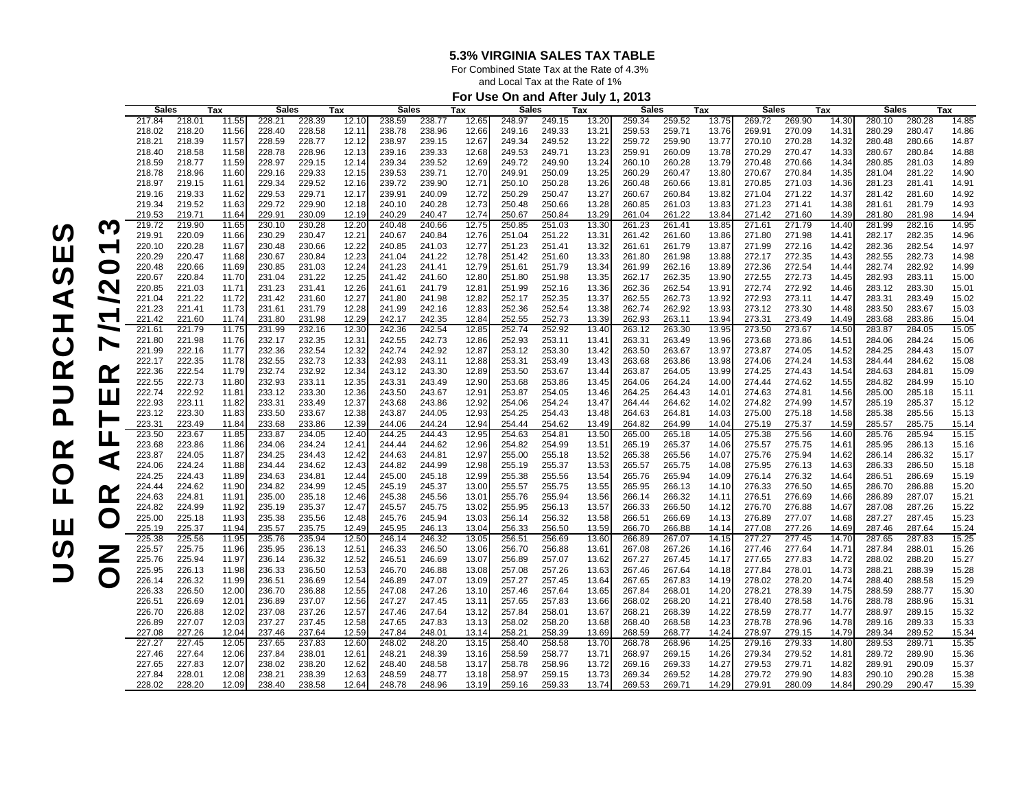# 5.3% VIRGINIA SALES TAX TABLE

For Combined State Tax at the Rate of 4.3%
and Local Tax at the Rate of 1%

**For Use On and After July 1, 2013**

**USE FOR PURCHASES ON OR AFTER 7/1/2013**

| Sales | | Tax | Sales | | Tax | Sales | | Tax | Sales | | Tax | Sales | | Tax | Sales | | Tax | Sales | | Tax |
|---|---|---|---|---|---|---|---|---|---|---|---|---|---|---|---|---|---|---|---|---|
| 217.84 | 218.01 | 11.55 | 228.21 | 228.39 | 12.10 | 238.59 | 238.77 | 12.65 | 248.97 | 249.15 | 13.20 | 259.34 | 259.52 | 13.75 | 269.72 | 269.90 | 14.30 | 280.10 | 280.28 | 14.85 |
| 218.02 | 218.20 | 11.56 | 228.40 | 228.58 | 12.11 | 238.78 | 238.96 | 12.66 | 249.16 | 249.33 | 13.21 | 259.53 | 259.71 | 13.76 | 269.91 | 270.09 | 14.31 | 280.29 | 280.47 | 14.86 |
| 218.21 | 218.39 | 11.57 | 228.59 | 228.77 | 12.12 | 238.97 | 239.15 | 12.67 | 249.34 | 249.52 | 13.22 | 259.72 | 259.90 | 13.77 | 270.10 | 270.28 | 14.32 | 280.48 | 280.66 | 14.87 |
| 218.40 | 218.58 | 11.58 | 228.78 | 228.96 | 12.13 | 239.16 | 239.33 | 12.68 | 249.53 | 249.71 | 13.23 | 259.91 | 260.09 | 13.78 | 270.29 | 270.47 | 14.33 | 280.67 | 280.84 | 14.88 |
| 218.59 | 218.77 | 11.59 | 228.97 | 229.15 | 12.14 | 239.34 | 239.52 | 12.69 | 249.72 | 249.90 | 13.24 | 260.10 | 260.28 | 13.79 | 270.48 | 270.66 | 14.34 | 280.85 | 281.03 | 14.89 |
| 218.78 | 218.96 | 11.60 | 229.16 | 229.33 | 12.15 | 239.53 | 239.71 | 12.70 | 249.91 | 250.09 | 13.25 | 260.29 | 260.47 | 13.80 | 270.67 | 270.84 | 14.35 | 281.04 | 281.22 | 14.90 |
| 218.97 | 219.15 | 11.61 | 229.34 | 229.52 | 12.16 | 239.72 | 239.90 | 12.71 | 250.10 | 250.28 | 13.26 | 260.48 | 260.66 | 13.81 | 270.85 | 271.03 | 14.36 | 281.23 | 281.41 | 14.91 |
| 219.16 | 219.33 | 11.62 | 229.53 | 229.71 | 12.17 | 239.91 | 240.09 | 12.72 | 250.29 | 250.47 | 13.27 | 260.67 | 260.84 | 13.82 | 271.04 | 271.22 | 14.37 | 281.42 | 281.60 | 14.92 |
| 219.34 | 219.52 | 11.63 | 229.72 | 229.90 | 12.18 | 240.10 | 240.28 | 12.73 | 250.48 | 250.66 | 13.28 | 260.85 | 261.03 | 13.83 | 271.23 | 271.41 | 14.38 | 281.61 | 281.79 | 14.93 |
| 219.53 | 219.71 | 11.64 | 229.91 | 230.09 | 12.19 | 240.29 | 240.47 | 12.74 | 250.67 | 250.84 | 13.29 | 261.04 | 261.22 | 13.84 | 271.42 | 271.60 | 14.39 | 281.80 | 281.98 | 14.94 |
| 219.72 | 219.90 | 11.65 | 230.10 | 230.28 | 12.20 | 240.48 | 240.66 | 12.75 | 250.85 | 251.03 | 13.30 | 261.23 | 261.41 | 13.85 | 271.61 | 271.79 | 14.40 | 281.99 | 282.16 | 14.95 |
| 219.91 | 220.09 | 11.66 | 230.29 | 230.47 | 12.21 | 240.67 | 240.84 | 12.76 | 251.04 | 251.22 | 13.31 | 261.42 | 261.60 | 13.86 | 271.80 | 271.98 | 14.41 | 282.17 | 282.35 | 14.96 |
| 220.10 | 220.28 | 11.67 | 230.48 | 230.66 | 12.22 | 240.85 | 241.03 | 12.77 | 251.23 | 251.41 | 13.32 | 261.61 | 261.79 | 13.87 | 271.99 | 272.16 | 14.42 | 282.36 | 282.54 | 14.97 |
| 220.29 | 220.47 | 11.68 | 230.67 | 230.84 | 12.23 | 241.04 | 241.22 | 12.78 | 251.42 | 251.60 | 13.33 | 261.80 | 261.98 | 13.88 | 272.17 | 272.35 | 14.43 | 282.55 | 282.73 | 14.98 |
| 220.48 | 220.66 | 11.69 | 230.85 | 231.03 | 12.24 | 241.23 | 241.41 | 12.79 | 251.61 | 251.79 | 13.34 | 261.99 | 262.16 | 13.89 | 272.36 | 272.54 | 14.44 | 282.74 | 282.92 | 14.99 |
| 220.67 | 220.84 | 11.70 | 231.04 | 231.22 | 12.25 | 241.42 | 241.60 | 12.80 | 251.80 | 251.98 | 13.35 | 262.17 | 262.35 | 13.90 | 272.55 | 272.73 | 14.45 | 282.93 | 283.11 | 15.00 |
| 220.85 | 221.03 | 11.71 | 231.23 | 231.41 | 12.26 | 241.61 | 241.79 | 12.81 | 251.99 | 252.16 | 13.36 | 262.36 | 262.54 | 13.91 | 272.74 | 272.92 | 14.46 | 283.12 | 283.30 | 15.01 |
| 221.04 | 221.22 | 11.72 | 231.42 | 231.60 | 12.27 | 241.80 | 241.98 | 12.82 | 252.17 | 252.35 | 13.37 | 262.55 | 262.73 | 13.92 | 272.93 | 273.11 | 14.47 | 283.31 | 283.49 | 15.02 |
| 221.23 | 221.41 | 11.73 | 231.61 | 231.79 | 12.28 | 241.99 | 242.16 | 12.83 | 252.36 | 252.54 | 13.38 | 262.74 | 262.92 | 13.93 | 273.12 | 273.30 | 14.48 | 283.50 | 283.67 | 15.03 |
| 221.42 | 221.60 | 11.74 | 231.80 | 231.98 | 12.29 | 242.17 | 242.35 | 12.84 | 252.55 | 252.73 | 13.39 | 262.93 | 263.11 | 13.94 | 273.31 | 273.49 | 14.49 | 283.68 | 283.86 | 15.04 |
| 221.61 | 221.79 | 11.75 | 231.99 | 232.16 | 12.30 | 242.36 | 242.54 | 12.85 | 252.74 | 252.92 | 13.40 | 263.12 | 263.30 | 13.95 | 273.50 | 273.67 | 14.50 | 283.87 | 284.05 | 15.05 |
| 221.80 | 221.98 | 11.76 | 232.17 | 232.35 | 12.31 | 242.55 | 242.73 | 12.86 | 252.93 | 253.11 | 13.41 | 263.31 | 263.49 | 13.96 | 273.68 | 273.86 | 14.51 | 284.06 | 284.24 | 15.06 |
| 221.99 | 222.16 | 11.77 | 232.36 | 232.54 | 12.32 | 242.74 | 242.92 | 12.87 | 253.12 | 253.30 | 13.42 | 263.50 | 263.67 | 13.97 | 273.87 | 274.05 | 14.52 | 284.25 | 284.43 | 15.07 |
| 222.17 | 222.35 | 11.78 | 232.55 | 232.73 | 12.33 | 242.93 | 243.11 | 12.88 | 253.31 | 253.49 | 13.43 | 263.68 | 263.86 | 13.98 | 274.06 | 274.24 | 14.53 | 284.44 | 284.62 | 15.08 |
| 222.36 | 222.54 | 11.79 | 232.74 | 232.92 | 12.34 | 243.12 | 243.30 | 12.89 | 253.50 | 253.67 | 13.44 | 263.87 | 264.05 | 13.99 | 274.25 | 274.43 | 14.54 | 284.63 | 284.81 | 15.09 |
| 222.55 | 222.73 | 11.80 | 232.93 | 233.11 | 12.35 | 243.31 | 243.49 | 12.90 | 253.68 | 253.86 | 13.45 | 264.06 | 264.24 | 14.00 | 274.44 | 274.62 | 14.55 | 284.82 | 284.99 | 15.10 |
| 222.74 | 222.92 | 11.81 | 233.12 | 233.30 | 12.36 | 243.50 | 243.67 | 12.91 | 253.87 | 254.05 | 13.46 | 264.25 | 264.43 | 14.01 | 274.63 | 274.81 | 14.56 | 285.00 | 285.18 | 15.11 |
| 222.93 | 223.11 | 11.82 | 233.31 | 233.49 | 12.37 | 243.68 | 243.86 | 12.92 | 254.06 | 254.24 | 13.47 | 264.44 | 264.62 | 14.02 | 274.82 | 274.99 | 14.57 | 285.19 | 285.37 | 15.12 |
| 223.12 | 223.30 | 11.83 | 233.50 | 233.67 | 12.38 | 243.87 | 244.05 | 12.93 | 254.25 | 254.43 | 13.48 | 264.63 | 264.81 | 14.03 | 275.00 | 275.18 | 14.58 | 285.38 | 285.56 | 15.13 |
| 223.31 | 223.49 | 11.84 | 233.68 | 233.86 | 12.39 | 244.06 | 244.24 | 12.94 | 254.44 | 254.62 | 13.49 | 264.82 | 264.99 | 14.04 | 275.19 | 275.37 | 14.59 | 285.57 | 285.75 | 15.14 |
| 223.50 | 223.67 | 11.85 | 233.87 | 234.05 | 12.40 | 244.25 | 244.43 | 12.95 | 254.63 | 254.81 | 13.50 | 265.00 | 265.18 | 14.05 | 275.38 | 275.56 | 14.60 | 285.76 | 285.94 | 15.15 |
| 223.68 | 223.86 | 11.86 | 234.06 | 234.24 | 12.41 | 244.44 | 244.62 | 12.96 | 254.82 | 254.99 | 13.51 | 265.19 | 265.37 | 14.06 | 275.57 | 275.75 | 14.61 | 285.95 | 286.13 | 15.16 |
| 223.87 | 224.05 | 11.87 | 234.25 | 234.43 | 12.42 | 244.63 | 244.81 | 12.97 | 255.00 | 255.18 | 13.52 | 265.38 | 265.56 | 14.07 | 275.76 | 275.94 | 14.62 | 286.14 | 286.32 | 15.17 |
| 224.06 | 224.24 | 11.88 | 234.44 | 234.62 | 12.43 | 244.82 | 244.99 | 12.98 | 255.19 | 255.37 | 13.53 | 265.57 | 265.75 | 14.08 | 275.95 | 276.13 | 14.63 | 286.33 | 286.50 | 15.18 |
| 224.25 | 224.43 | 11.89 | 234.63 | 234.81 | 12.44 | 245.00 | 245.18 | 12.99 | 255.38 | 255.56 | 13.54 | 265.76 | 265.94 | 14.09 | 276.14 | 276.32 | 14.64 | 286.51 | 286.69 | 15.19 |
| 224.44 | 224.62 | 11.90 | 234.82 | 234.99 | 12.45 | 245.19 | 245.37 | 13.00 | 255.57 | 255.75 | 13.55 | 265.95 | 266.13 | 14.10 | 276.33 | 276.50 | 14.65 | 286.70 | 286.88 | 15.20 |
| 224.63 | 224.81 | 11.91 | 235.00 | 235.18 | 12.46 | 245.38 | 245.56 | 13.01 | 255.76 | 255.94 | 13.56 | 266.14 | 266.32 | 14.11 | 276.51 | 276.69 | 14.66 | 286.89 | 287.07 | 15.21 |
| 224.82 | 224.99 | 11.92 | 235.19 | 235.37 | 12.47 | 245.57 | 245.75 | 13.02 | 255.95 | 256.13 | 13.57 | 266.33 | 266.50 | 14.12 | 276.70 | 276.88 | 14.67 | 287.08 | 287.26 | 15.22 |
| 225.00 | 225.18 | 11.93 | 235.38 | 235.56 | 12.48 | 245.76 | 245.94 | 13.03 | 256.14 | 256.32 | 13.58 | 266.51 | 266.69 | 14.13 | 276.89 | 277.07 | 14.68 | 287.27 | 287.45 | 15.23 |
| 225.19 | 225.37 | 11.94 | 235.57 | 235.75 | 12.49 | 245.95 | 246.13 | 13.04 | 256.33 | 256.50 | 13.59 | 266.70 | 266.88 | 14.14 | 277.08 | 277.26 | 14.69 | 287.46 | 287.64 | 15.24 |
| 225.38 | 225.56 | 11.95 | 235.76 | 235.94 | 12.50 | 246.14 | 246.32 | 13.05 | 256.51 | 256.69 | 13.60 | 266.89 | 267.07 | 14.15 | 277.27 | 277.45 | 14.70 | 287.65 | 287.83 | 15.25 |
| 225.57 | 225.75 | 11.96 | 235.95 | 236.13 | 12.51 | 246.33 | 246.50 | 13.06 | 256.70 | 256.88 | 13.61 | 267.08 | 267.26 | 14.16 | 277.46 | 277.64 | 14.71 | 287.84 | 288.01 | 15.26 |
| 225.76 | 225.94 | 11.97 | 236.14 | 236.32 | 12.52 | 246.51 | 246.69 | 13.07 | 256.89 | 257.07 | 13.62 | 267.27 | 267.45 | 14.17 | 277.65 | 277.83 | 14.72 | 288.02 | 288.20 | 15.27 |
| 225.95 | 226.13 | 11.98 | 236.33 | 236.50 | 12.53 | 246.70 | 246.88 | 13.08 | 257.08 | 257.26 | 13.63 | 267.46 | 267.64 | 14.18 | 277.84 | 278.01 | 14.73 | 288.21 | 288.39 | 15.28 |
| 226.14 | 226.32 | 11.99 | 236.51 | 236.69 | 12.54 | 246.89 | 247.07 | 13.09 | 257.27 | 257.45 | 13.64 | 267.65 | 267.83 | 14.19 | 278.02 | 278.20 | 14.74 | 288.40 | 288.58 | 15.29 |
| 226.33 | 226.50 | 12.00 | 236.70 | 236.88 | 12.55 | 247.08 | 247.26 | 13.10 | 257.46 | 257.64 | 13.65 | 267.84 | 268.01 | 14.20 | 278.21 | 278.39 | 14.75 | 288.59 | 288.77 | 15.30 |
| 226.51 | 226.69 | 12.01 | 236.89 | 237.07 | 12.56 | 247.27 | 247.45 | 13.11 | 257.65 | 257.83 | 13.66 | 268.02 | 268.20 | 14.21 | 278.40 | 278.58 | 14.76 | 288.78 | 288.96 | 15.31 |
| 226.70 | 226.88 | 12.02 | 237.08 | 237.26 | 12.57 | 247.46 | 247.64 | 13.12 | 257.84 | 258.01 | 13.67 | 268.21 | 268.39 | 14.22 | 278.59 | 278.77 | 14.77 | 288.97 | 289.15 | 15.32 |
| 226.89 | 227.07 | 12.03 | 237.27 | 237.45 | 12.58 | 247.65 | 247.83 | 13.13 | 258.02 | 258.20 | 13.68 | 268.40 | 268.58 | 14.23 | 278.78 | 278.96 | 14.78 | 289.16 | 289.33 | 15.33 |
| 227.08 | 227.26 | 12.04 | 237.46 | 237.64 | 12.59 | 247.84 | 248.01 | 13.14 | 258.21 | 258.39 | 13.69 | 268.59 | 268.77 | 14.24 | 278.97 | 279.15 | 14.79 | 289.34 | 289.52 | 15.34 |
| 227.27 | 227.45 | 12.05 | 237.65 | 237.83 | 12.60 | 248.02 | 248.20 | 13.15 | 258.40 | 258.58 | 13.70 | 268.78 | 268.96 | 14.25 | 279.16 | 279.33 | 14.80 | 289.53 | 289.71 | 15.35 |
| 227.46 | 227.64 | 12.06 | 237.84 | 238.01 | 12.61 | 248.21 | 248.39 | 13.16 | 258.59 | 258.77 | 13.71 | 268.97 | 269.15 | 14.26 | 279.34 | 279.52 | 14.81 | 289.72 | 289.90 | 15.36 |
| 227.65 | 227.83 | 12.07 | 238.02 | 238.20 | 12.62 | 248.40 | 248.58 | 13.17 | 258.78 | 258.96 | 13.72 | 269.16 | 269.33 | 14.27 | 279.53 | 279.71 | 14.82 | 289.91 | 290.09 | 15.37 |
| 227.84 | 228.01 | 12.08 | 238.21 | 238.39 | 12.63 | 248.59 | 248.77 | 13.18 | 258.97 | 259.15 | 13.73 | 269.34 | 269.52 | 14.28 | 279.72 | 279.90 | 14.83 | 290.10 | 290.28 | 15.38 |
| 228.02 | 228.20 | 12.09 | 238.40 | 238.58 | 12.64 | 248.78 | 248.96 | 13.19 | 259.16 | 259.33 | 13.74 | 269.53 | 269.71 | 14.29 | 279.91 | 280.09 | 14.84 | 290.29 | 290.47 | 15.39 |